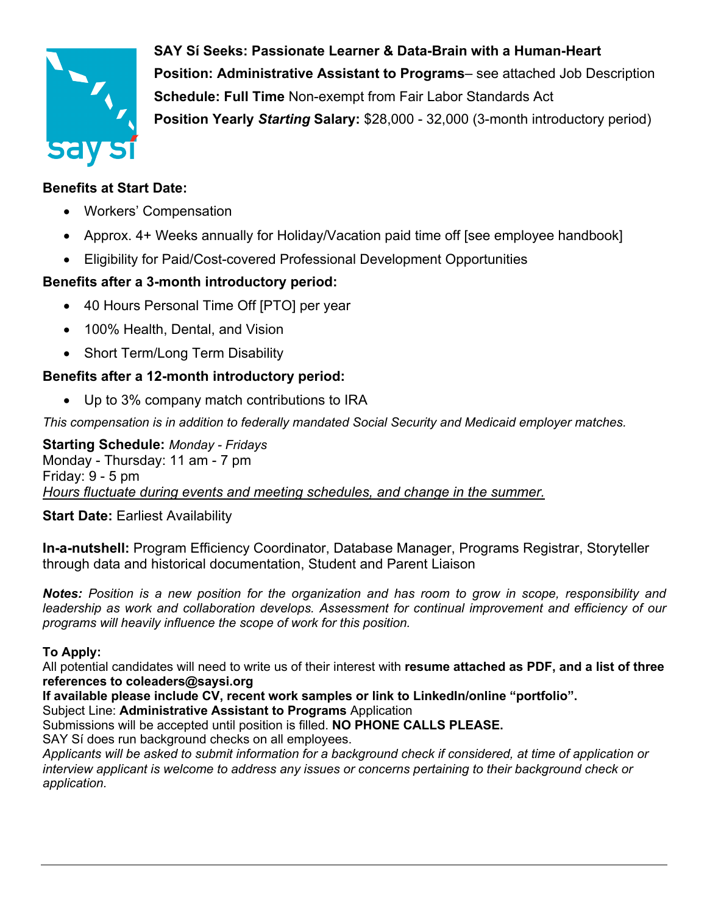**SAY Sí Seeks: Passionate Learner & Data-Brain with a Human-Heart**
**Position: Administrative Assistant to Programs**– see attached Job Description
**Schedule: Full Time** Non-exempt from Fair Labor Standards Act
**Position Yearly *Starting* Salary:** $28,000 - 32,000 (3-month introductory period)

**Benefits at Start Date:**

- Workers' Compensation
- Approx. 4+ Weeks annually for Holiday/Vacation paid time off [see employee handbook]
- Eligibility for Paid/Cost-covered Professional Development Opportunities

**Benefits after a 3-month introductory period:**

- 40 Hours Personal Time Off [PTO] per year
- 100% Health, Dental, and Vision
- Short Term/Long Term Disability

**Benefits after a 12-month introductory period:**

- Up to 3% company match contributions to IRA

*This compensation is in addition to federally mandated Social Security and Medicaid employer matches.*

**Starting Schedule:** *Monday - Fridays*
Monday - Thursday: 11 am - 7 pm
Friday: 9 - 5 pm
*Hours fluctuate during events and meeting schedules, and change in the summer.*

**Start Date:** Earliest Availability

**In-a-nutshell:** Program Efficiency Coordinator, Database Manager, Programs Registrar, Storyteller through data and historical documentation, Student and Parent Liaison

***Notes:*** *Position is a new position for the organization and has room to grow in scope, responsibility and leadership as work and collaboration develops. Assessment for continual improvement and efficiency of our programs will heavily influence the scope of work for this position.*

**To Apply:**
All potential candidates will need to write us of their interest with **resume attached as PDF, and a list of three references to coleaders@saysi.org**
**If available please include CV, recent work samples or link to LinkedIn/online "portfolio".**
Subject Line: **Administrative Assistant to Programs** Application
Submissions will be accepted until position is filled. **NO PHONE CALLS PLEASE.**
SAY Sí does run background checks on all employees.
*Applicants will be asked to submit information for a background check if considered, at time of application or interview applicant is welcome to address any issues or concerns pertaining to their background check or application.*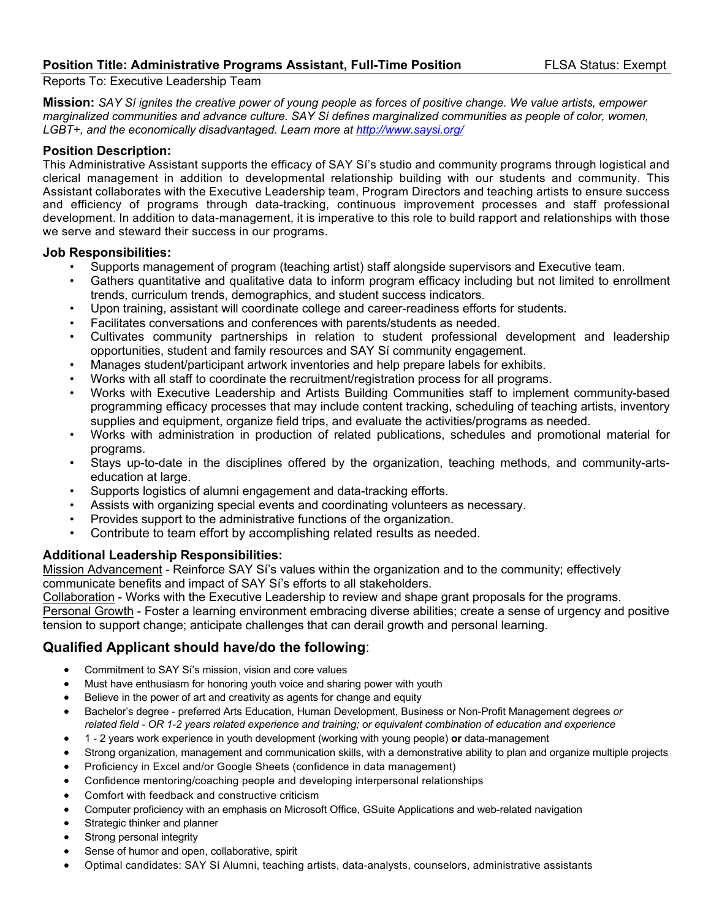**Position Title: Administrative Programs Assistant, Full-Time Position** FLSA Status: Exempt

Reports To: Executive Leadership Team

**Mission:** *SAY Sí ignites the creative power of young people as forces of positive change. We value artists, empower marginalized communities and advance culture. SAY Sí defines marginalized communities as people of color, women, LGBT+, and the economically disadvantaged. Learn more at [http://www.saysi.org/](http://www.saysi.org/)*

**Position Description:**

This Administrative Assistant supports the efficacy of SAY Sí's studio and community programs through logistical and clerical management in addition to developmental relationship building with our students and community. This Assistant collaborates with the Executive Leadership team, Program Directors and teaching artists to ensure success and efficiency of programs through data-tracking, continuous improvement processes and staff professional development. In addition to data-management, it is imperative to this role to build rapport and relationships with those we serve and steward their success in our programs.

**Job Responsibilities:**

- Supports management of program (teaching artist) staff alongside supervisors and Executive team.
- Gathers quantitative and qualitative data to inform program efficacy including but not limited to enrollment trends, curriculum trends, demographics, and student success indicators.
- Upon training, assistant will coordinate college and career-readiness efforts for students.
- Facilitates conversations and conferences with parents/students as needed.
- Cultivates community partnerships in relation to student professional development and leadership opportunities, student and family resources and SAY Sí community engagement.
- Manages student/participant artwork inventories and help prepare labels for exhibits.
- Works with all staff to coordinate the recruitment/registration process for all programs.
- Works with Executive Leadership and Artists Building Communities staff to implement community-based programming efficacy processes that may include content tracking, scheduling of teaching artists, inventory supplies and equipment, organize field trips, and evaluate the activities/programs as needed.
- Works with administration in production of related publications, schedules and promotional material for programs.
- Stays up-to-date in the disciplines offered by the organization, teaching methods, and community-arts-education at large.
- Supports logistics of alumni engagement and data-tracking efforts.
- Assists with organizing special events and coordinating volunteers as necessary.
- Provides support to the administrative functions of the organization.
- Contribute to team effort by accomplishing related results as needed.

**Additional Leadership Responsibilities:**

Mission Advancement - Reinforce SAY Sí's values within the organization and to the community; effectively communicate benefits and impact of SAY Sí's efforts to all stakeholders.

Collaboration - Works with the Executive Leadership to review and shape grant proposals for the programs.

Personal Growth - Foster a learning environment embracing diverse abilities; create a sense of urgency and positive tension to support change; anticipate challenges that can derail growth and personal learning.

## Qualified Applicant should have/do the following:

- Commitment to SAY Sí's mission, vision and core values
- Must have enthusiasm for honoring youth voice and sharing power with youth
- Believe in the power of art and creativity as agents for change and equity
- Bachelor's degree - preferred Arts Education, Human Development, Business or Non-Profit Management degrees *or related field - OR 1-2 years related experience and training; or equivalent combination of education and experience*
- 1 - 2 years work experience in youth development (working with young people) **or** data-management
- Strong organization, management and communication skills, with a demonstrative ability to plan and organize multiple projects
- Proficiency in Excel and/or Google Sheets (confidence in data management)
- Confidence mentoring/coaching people and developing interpersonal relationships
- Comfort with feedback and constructive criticism
- Computer proficiency with an emphasis on Microsoft Office, GSuite Applications and web-related navigation
- Strategic thinker and planner
- Strong personal integrity
- Sense of humor and open, collaborative, spirit
- Optimal candidates: SAY Sí Alumni, teaching artists, data-analysts, counselors, administrative assistants